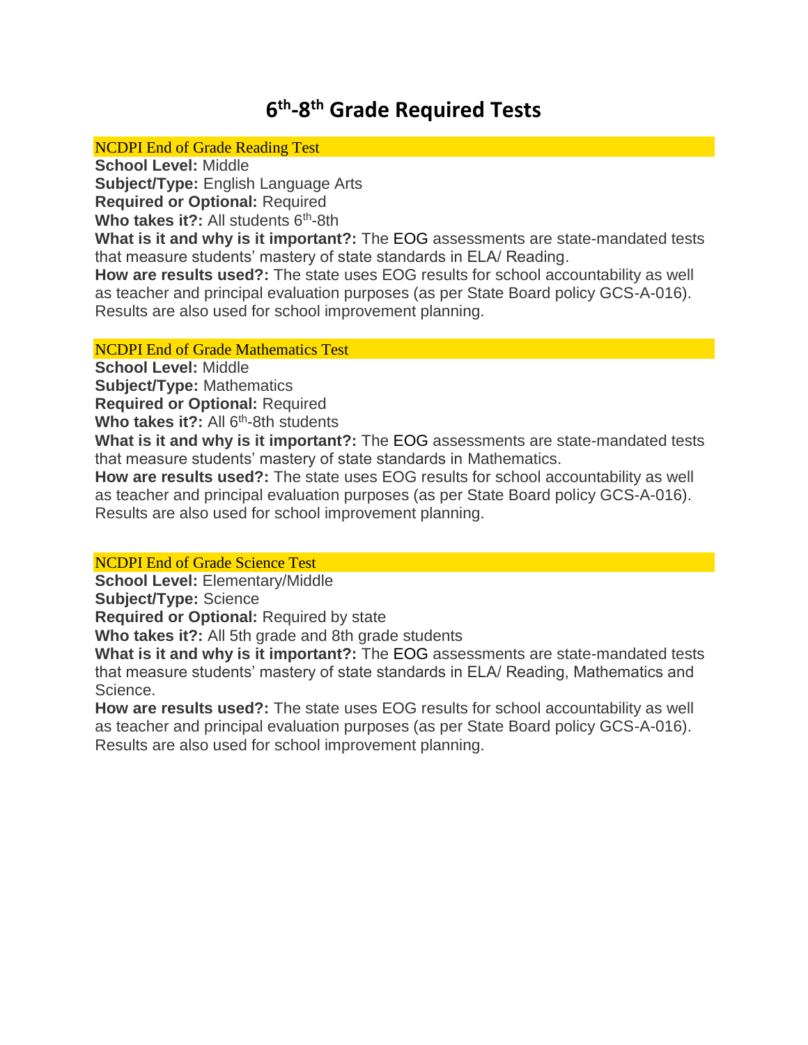# 6th-8th Grade Required Tests

### NCDPI End of Grade Reading Test

**School Level:** Middle
**Subject/Type:** English Language Arts
**Required or Optional:** Required
**Who takes it?:** All students 6th-8th
**What is it and why is it important?:** The EOG assessments are state-mandated tests that measure students' mastery of state standards in ELA/ Reading.
**How are results used?:** The state uses EOG results for school accountability as well as teacher and principal evaluation purposes (as per State Board policy GCS-A-016). Results are also used for school improvement planning.

### NCDPI End of Grade Mathematics Test

**School Level:** Middle
**Subject/Type:** Mathematics
**Required or Optional:** Required
**Who takes it?:** All 6th-8th students
**What is it and why is it important?:** The EOG assessments are state-mandated tests that measure students' mastery of state standards in Mathematics.
**How are results used?:** The state uses EOG results for school accountability as well as teacher and principal evaluation purposes (as per State Board policy GCS-A-016). Results are also used for school improvement planning.

### NCDPI End of Grade Science Test

**School Level:** Elementary/Middle
**Subject/Type:** Science
**Required or Optional:** Required by state
**Who takes it?:** All 5th grade and 8th grade students
**What is it and why is it important?:** The EOG assessments are state-mandated tests that measure students' mastery of state standards in ELA/ Reading, Mathematics and Science.
**How are results used?:** The state uses EOG results for school accountability as well as teacher and principal evaluation purposes (as per State Board policy GCS-A-016). Results are also used for school improvement planning.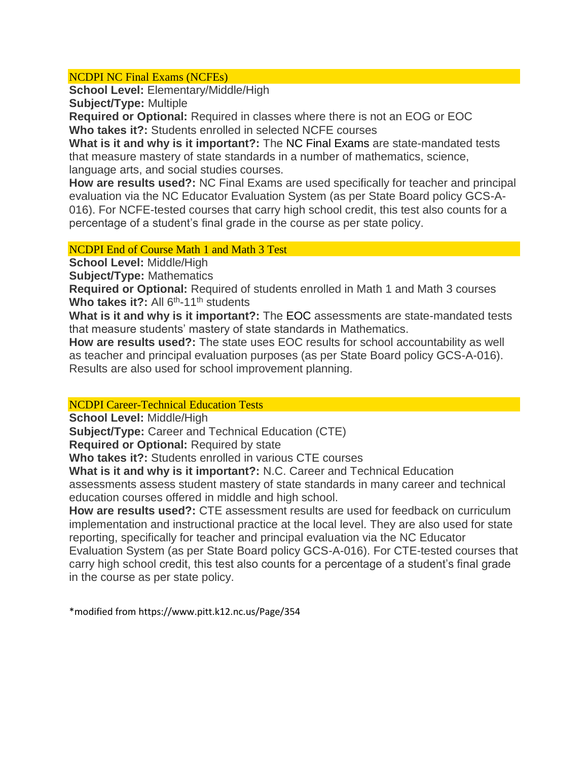### NCDPI NC Final Exams (NCFEs)

**School Level:** Elementary/Middle/High
**Subject/Type:** Multiple
**Required or Optional:** Required in classes where there is not an EOG or EOC
**Who takes it?:** Students enrolled in selected NCFE courses
**What is it and why is it important?:** The NC Final Exams are state-mandated tests that measure mastery of state standards in a number of mathematics, science, language arts, and social studies courses.
**How are results used?:** NC Final Exams are used specifically for teacher and principal evaluation via the NC Educator Evaluation System (as per State Board policy GCS-A-016). For NCFE-tested courses that carry high school credit, this test also counts for a percentage of a student's final grade in the course as per state policy.

### NCDPI End of Course Math 1 and Math 3 Test

**School Level:** Middle/High
**Subject/Type:** Mathematics
**Required or Optional:** Required of students enrolled in Math 1 and Math 3 courses
**Who takes it?:** All 6th-11th students
**What is it and why is it important?:** The EOC assessments are state-mandated tests that measure students' mastery of state standards in Mathematics.
**How are results used?:** The state uses EOC results for school accountability as well as teacher and principal evaluation purposes (as per State Board policy GCS-A-016). Results are also used for school improvement planning.

### NCDPI Career-Technical Education Tests

**School Level:** Middle/High
**Subject/Type:** Career and Technical Education (CTE)
**Required or Optional:** Required by state
**Who takes it?:** Students enrolled in various CTE courses
**What is it and why is it important?:** N.C. Career and Technical Education assessments assess student mastery of state standards in many career and technical education courses offered in middle and high school.
**How are results used?:** CTE assessment results are used for feedback on curriculum implementation and instructional practice at the local level. They are also used for state reporting, specifically for teacher and principal evaluation via the NC Educator Evaluation System (as per State Board policy GCS-A-016). For CTE-tested courses that carry high school credit, this test also counts for a percentage of a student's final grade in the course as per state policy.

*modified from https://www.pitt.k12.nc.us/Page/354